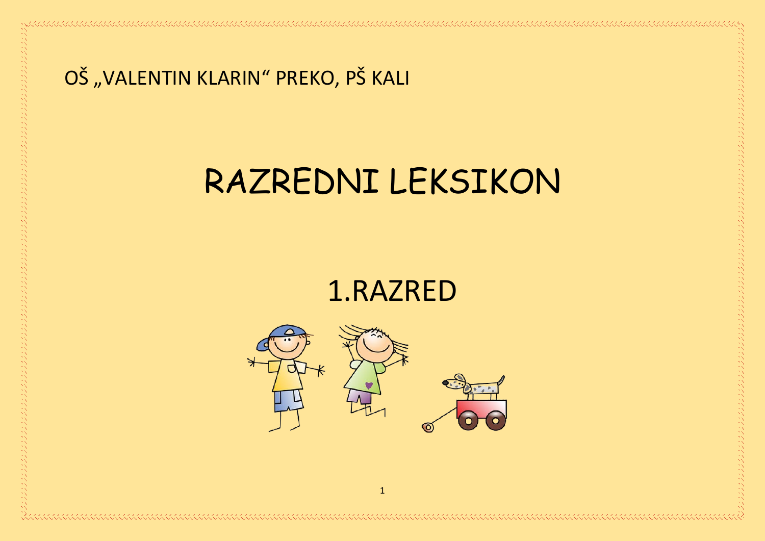OŠ „VALENTIN KLARIN“ PREKO, PŠ KALI

# RAZREDNI LEKSIKON

## 1.RAZRED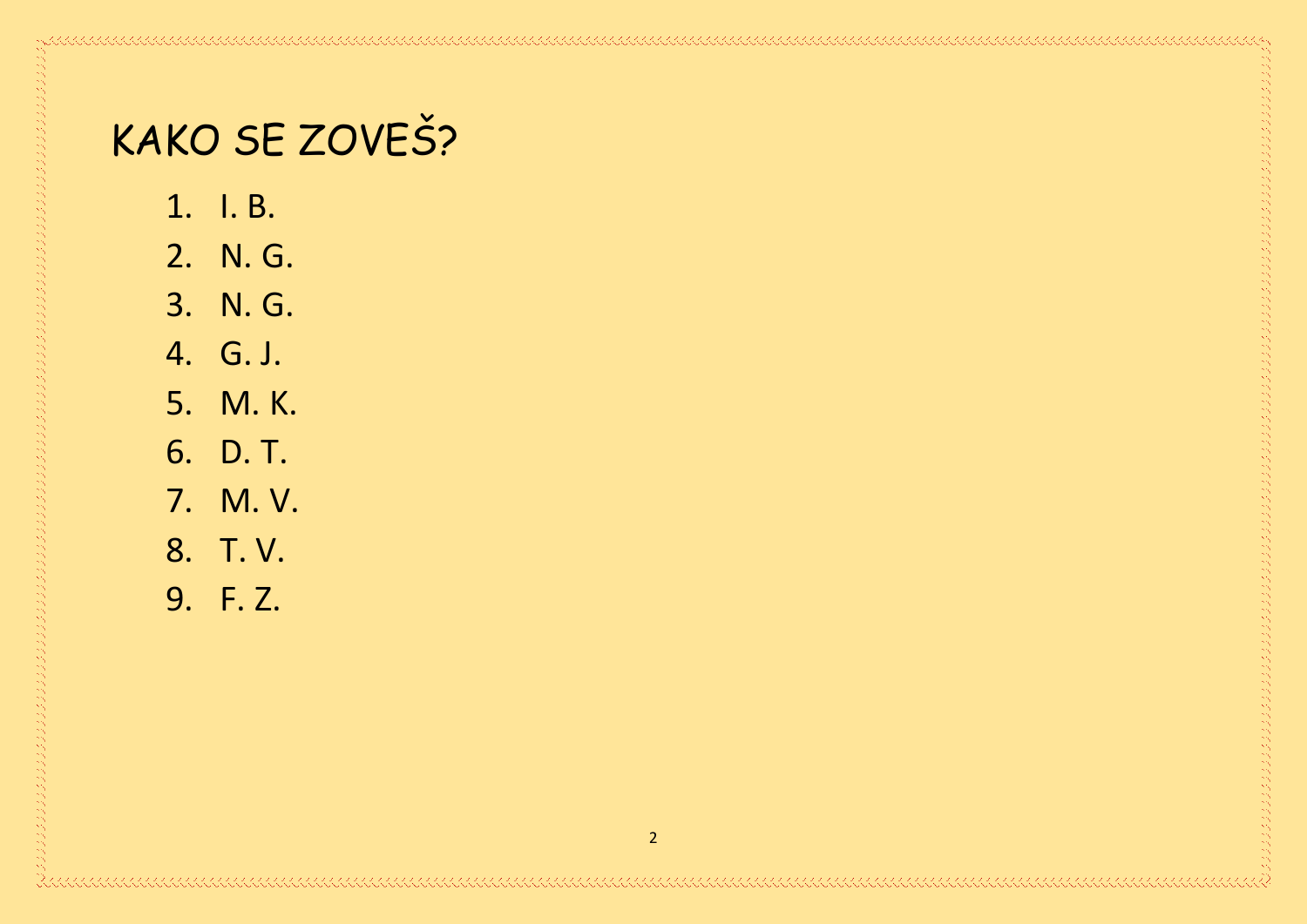# KAKO SE ZOVEŠ?

1. I. B.
2. N. G.
3. N. G.
4. G. J.
5. M. K.
6. D. T.
7. M. V.
8. T. V.
9. F. Z.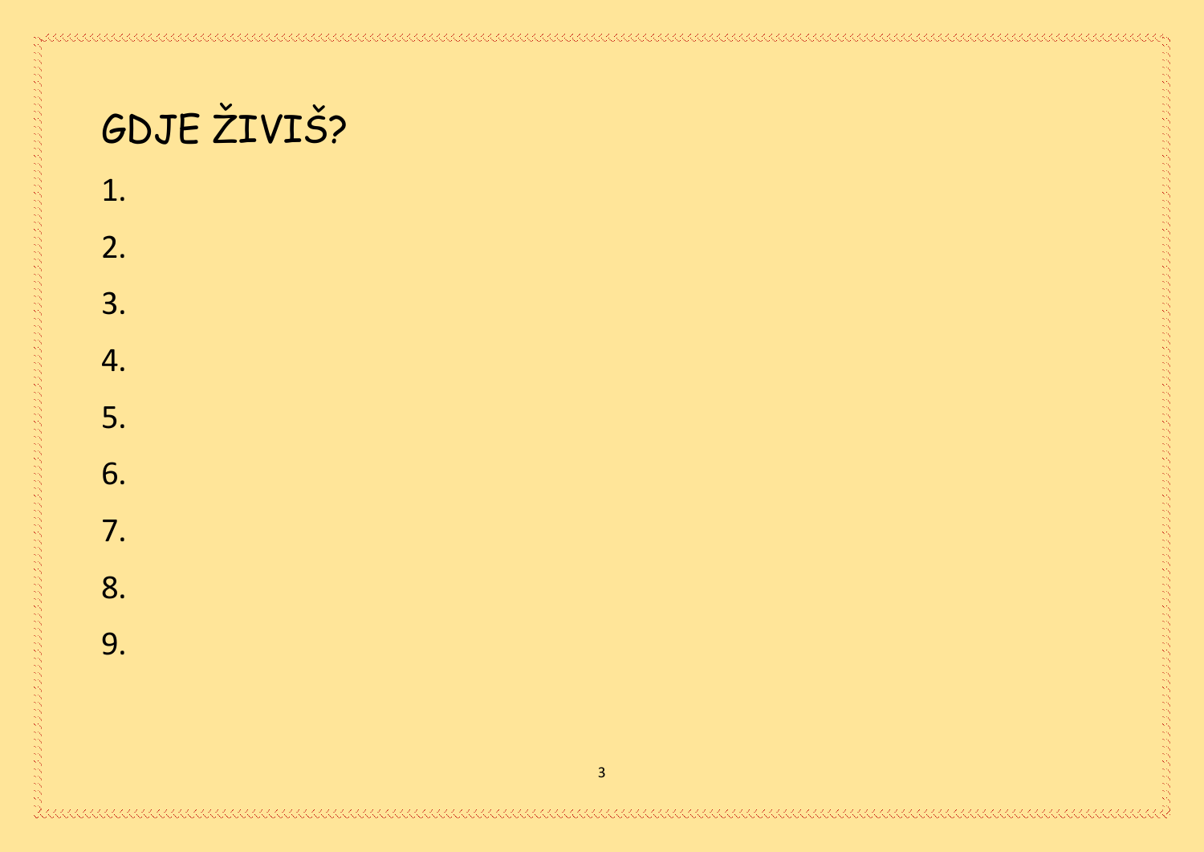# GDJE ŽIVIŠ?

1.
2.
3.
4.
5.
6.
7.
8.
9.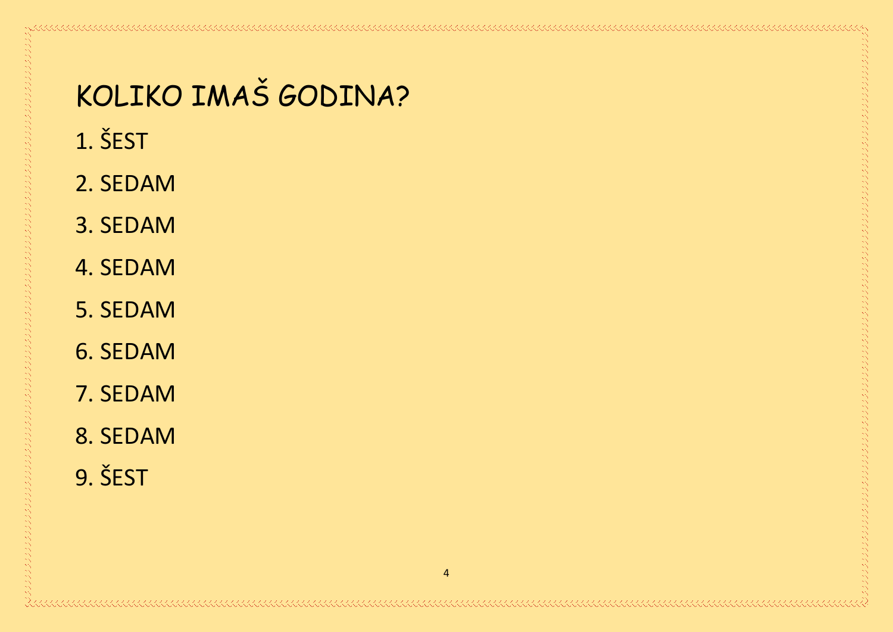# KOLIKO IMAŠ GODINA?

1. ŠEST
2. SEDAM
3. SEDAM
4. SEDAM
5. SEDAM
6. SEDAM
7. SEDAM
8. SEDAM
9. ŠEST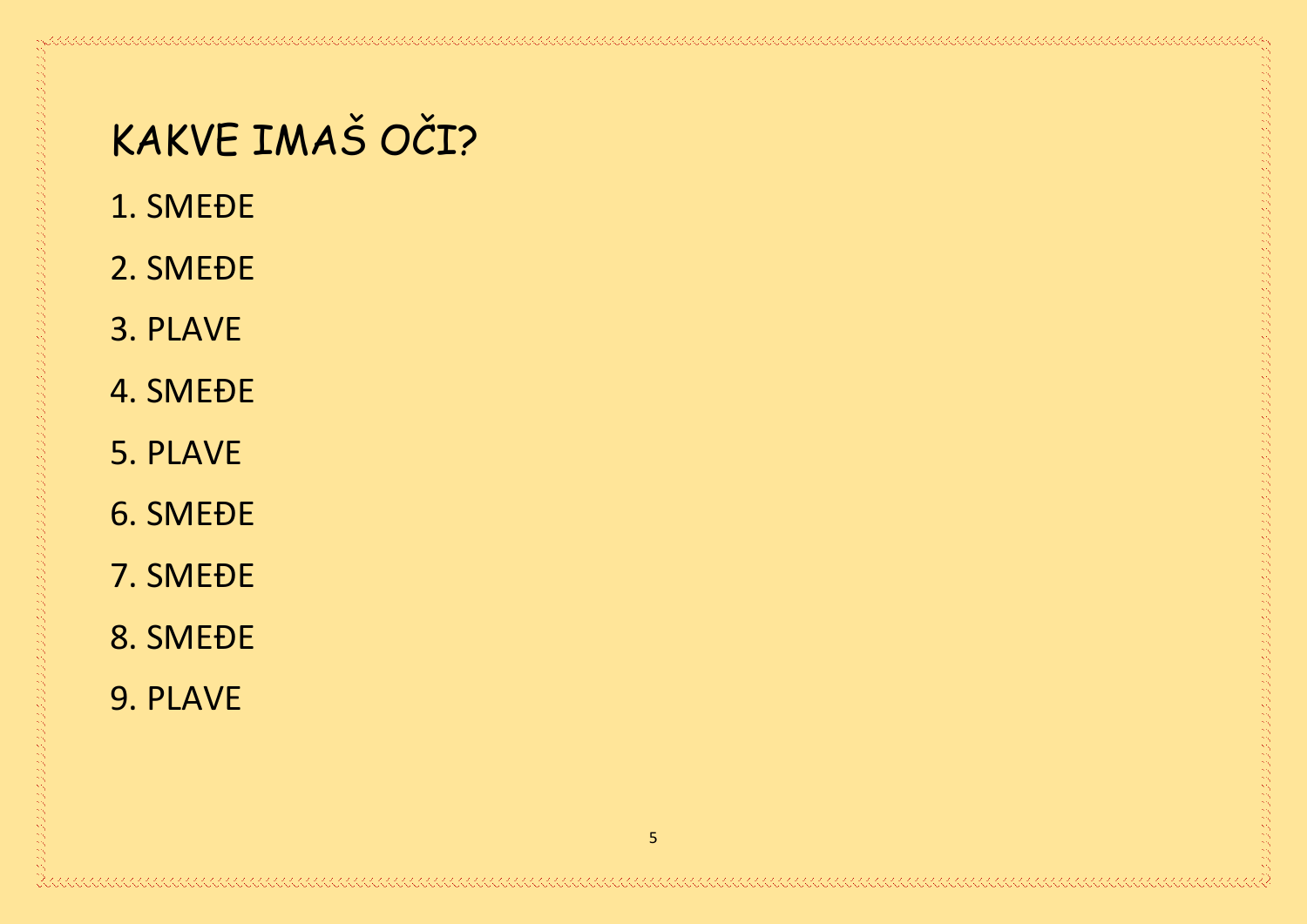# KAKVE IMAŠ OČI?

1. SMEĐE
2. SMEĐE
3. PLAVE
4. SMEĐE
5. PLAVE
6. SMEĐE
7. SMEĐE
8. SMEĐE
9. PLAVE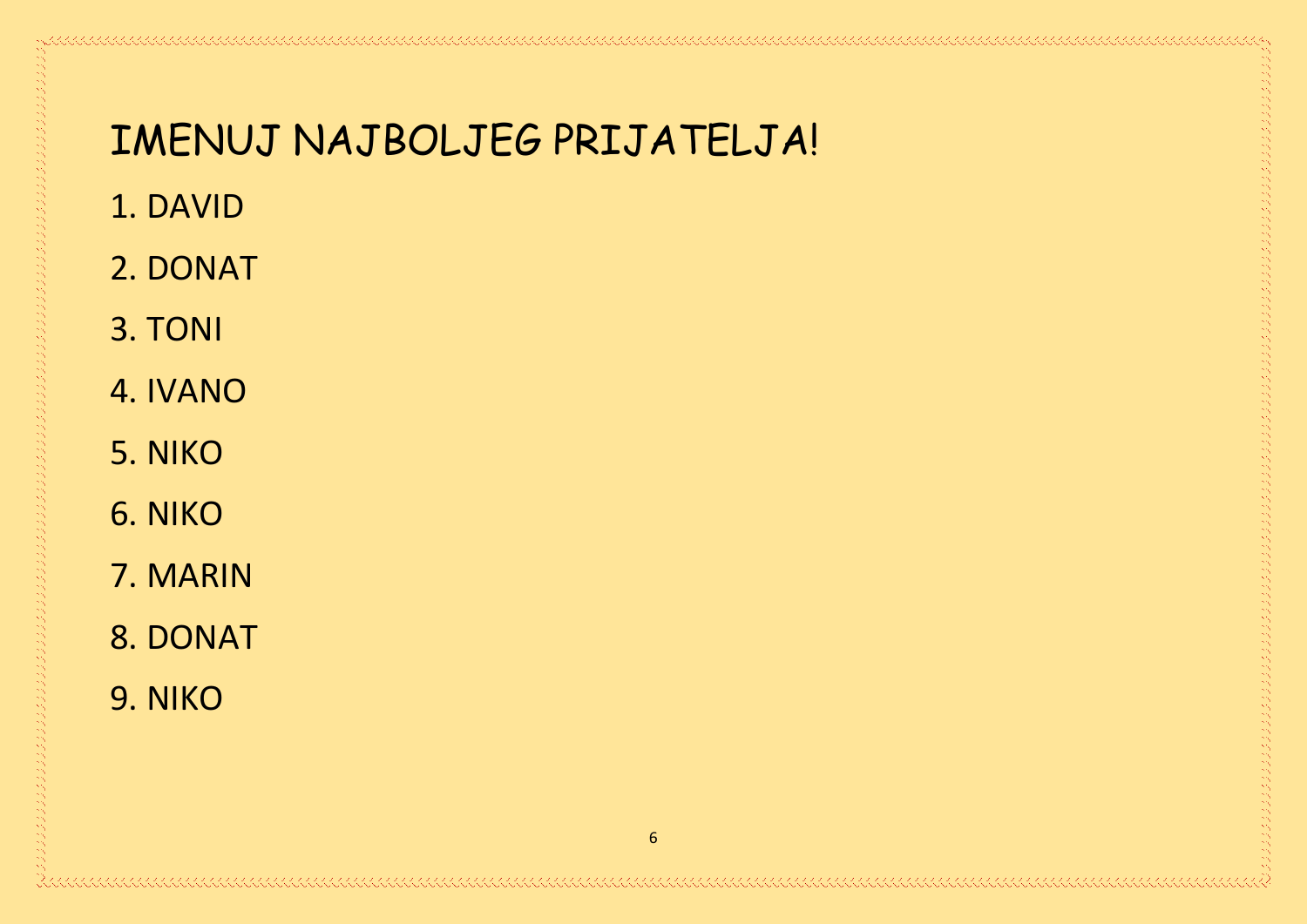# IMENUJ NAJBOLJEG PRIJATELJA!

1. DAVID
2. DONAT
3. TONI
4. IVANO
5. NIKO
6. NIKO
7. MARIN
8. DONAT
9. NIKO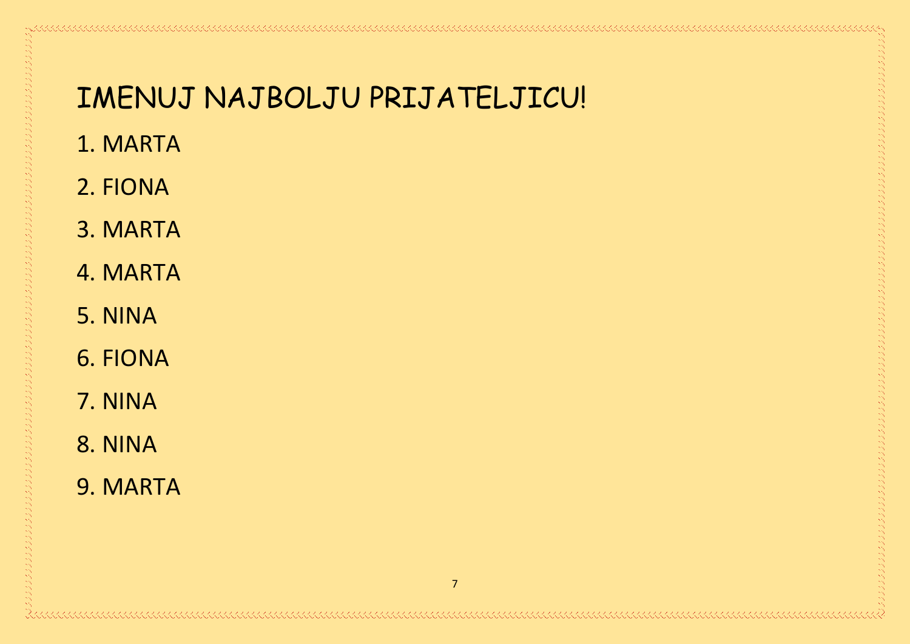# IMENUJ NAJBOLJU PRIJATELJICU!

1. MARTA
2. FIONA
3. MARTA
4. MARTA
5. NINA
6. FIONA
7. NINA
8. NINA
9. MARTA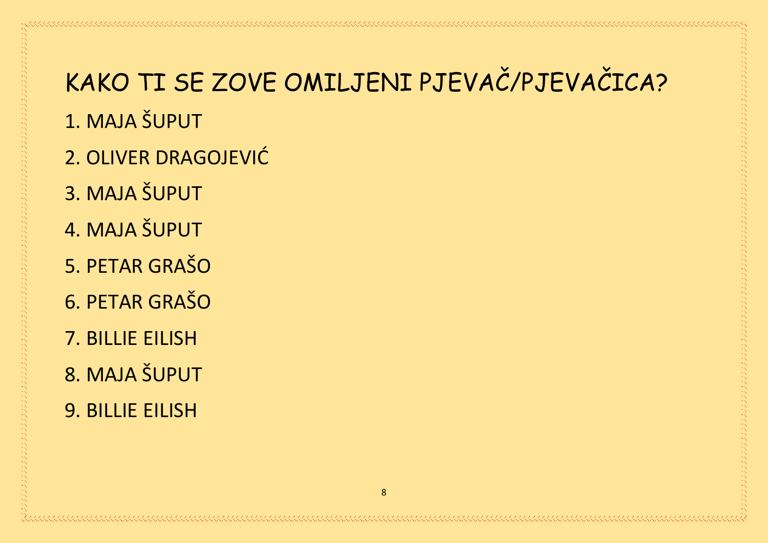# KAKO TI SE ZOVE OMILJENI PJEVAČ/PJEVAČICA?

1. MAJA ŠUPUT
2. OLIVER DRAGOJEVIĆ
3. MAJA ŠUPUT
4. MAJA ŠUPUT
5. PETAR GRAŠO
6. PETAR GRAŠO
7. BILLIE EILISH
8. MAJA ŠUPUT
9. BILLIE EILISH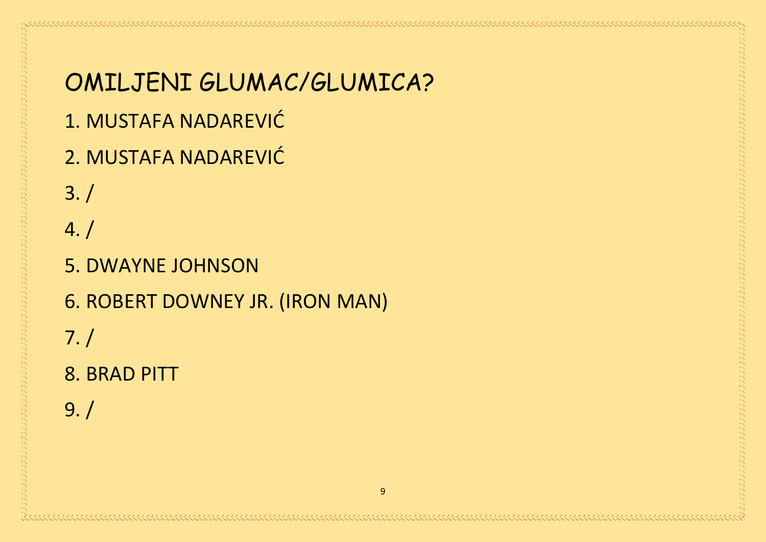# OMILJENI GLUMAC/GLUMICA?

1. MUSTAFA NADAREVIĆ
2. MUSTAFA NADAREVIĆ
3. /
4. /
5. DWAYNE JOHNSON
6. ROBERT DOWNEY JR. (IRON MAN)
7. /
8. BRAD PITT
9. /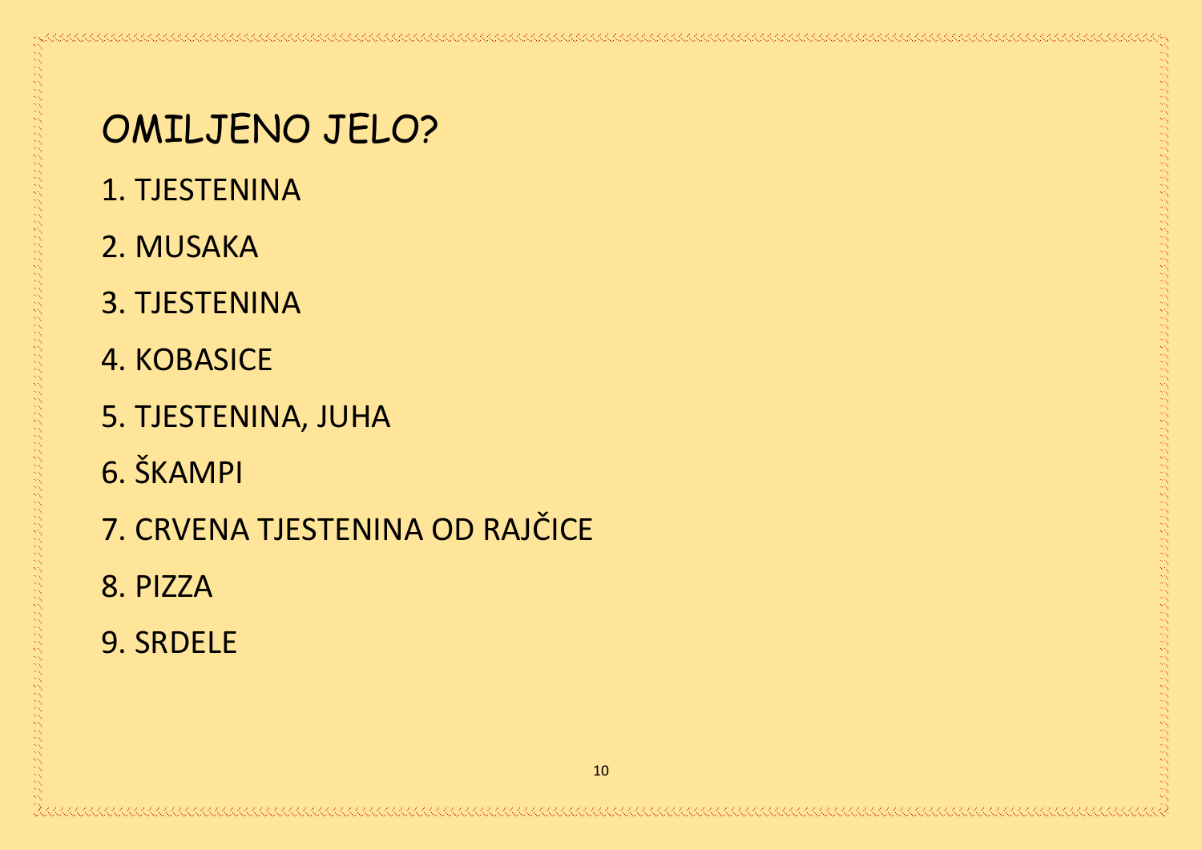# OMILJENO JELO?

1. TJESTENINA
2. MUSAKA
3. TJESTENINA
4. KOBASICE
5. TJESTENINA, JUHA
6. ŠKAMPI
7. CRVENA TJESTENINA OD RAJČICE
8. PIZZA
9. SRDELE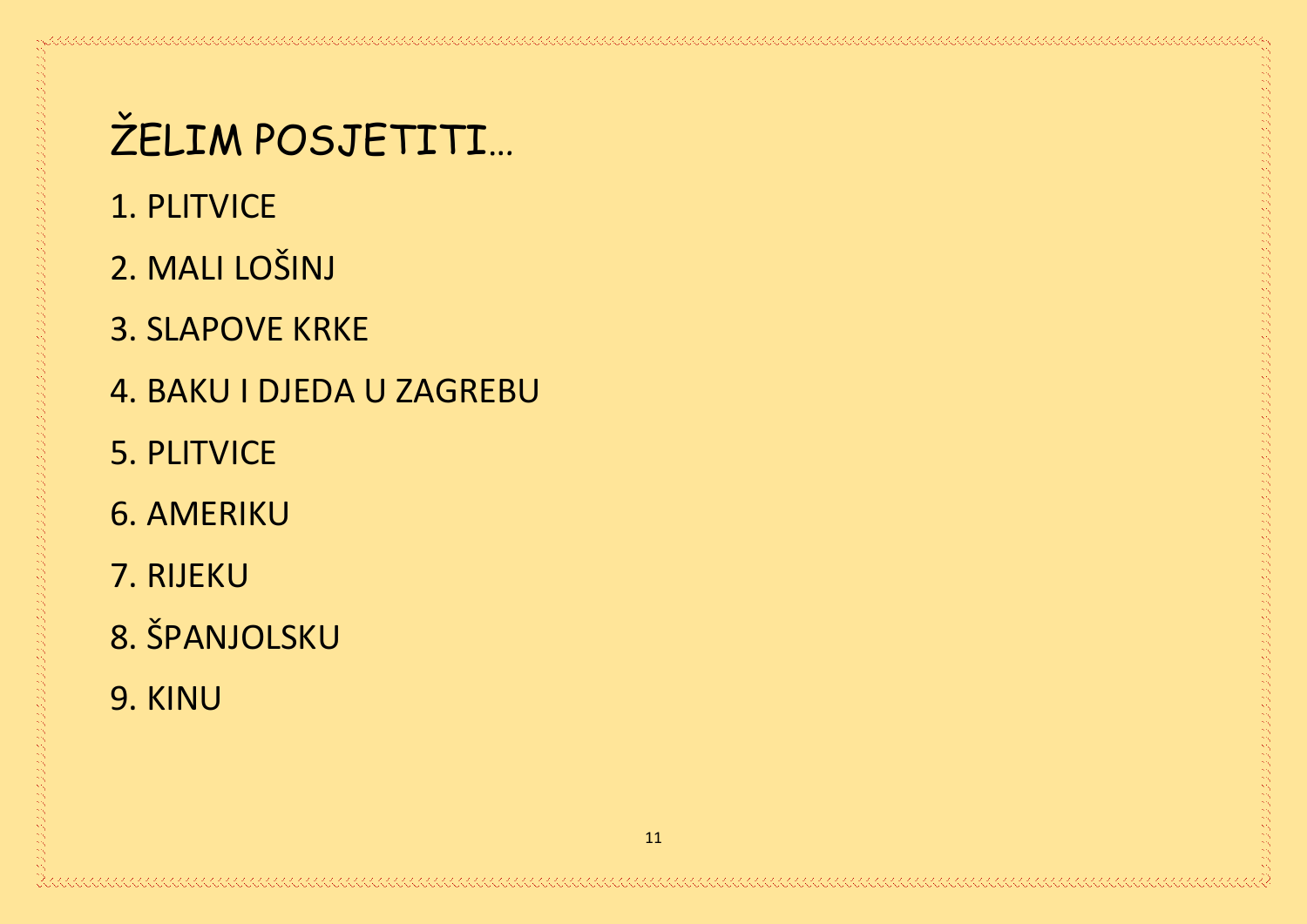# ŽELIM POSJETITI...

1. PLITVICE
2. MALI LOŠINJ
3. SLAPOVE KRKE
4. BAKU I DJEDA U ZAGREBU
5. PLITVICE
6. AMERIKU
7. RIJEKU
8. ŠPANJOLSKU
9. KINU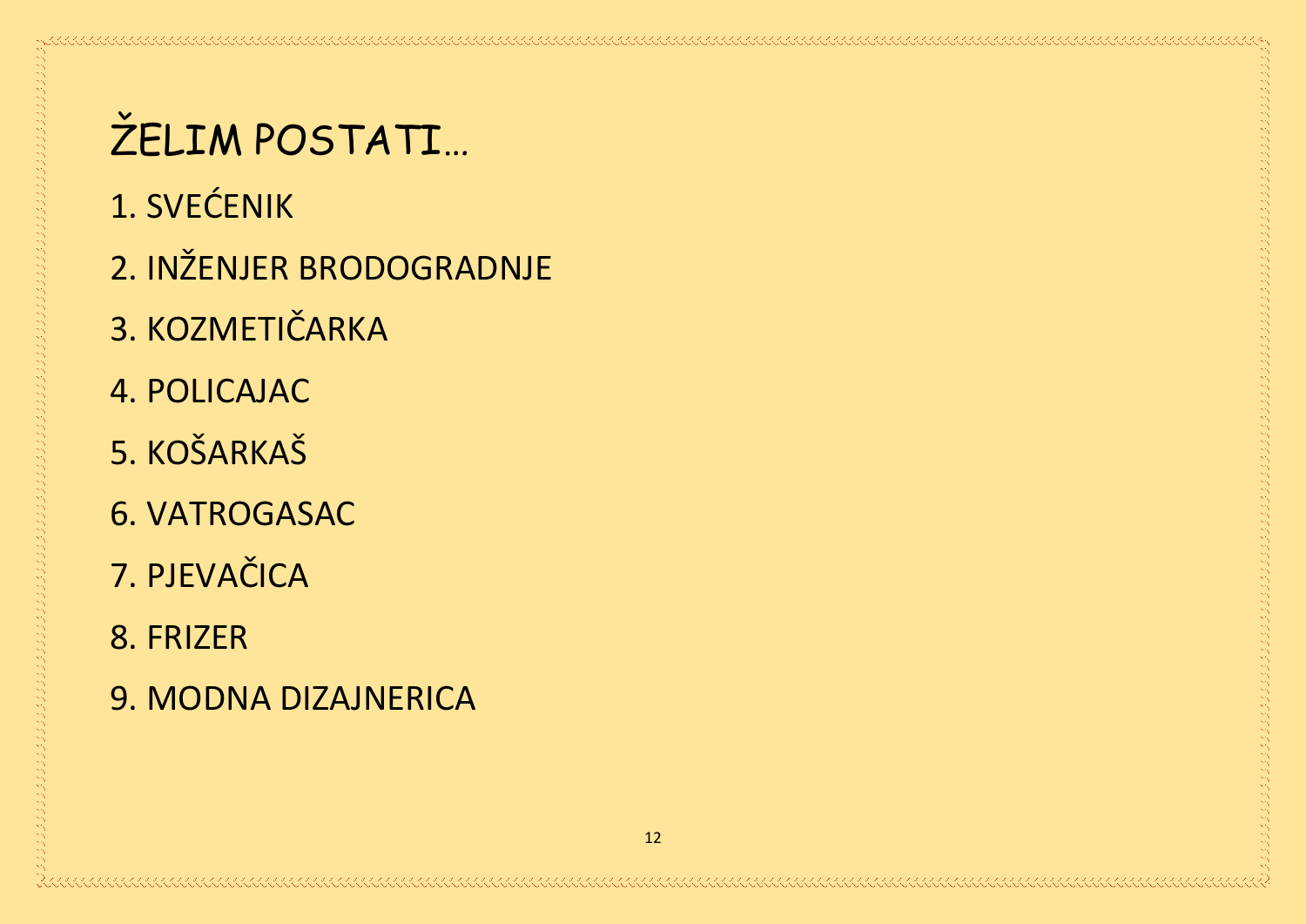# ŽELIM POSTATI…

1. SVEĆENIK
2. INŽENJER BRODOGRADNJE
3. KOZMETIČARKA
4. POLICAJAC
5. KOŠARKAŠ
6. VATROGASAC
7. PJEVAČICA
8. FRIZER
9. MODNA DIZAJNERICA